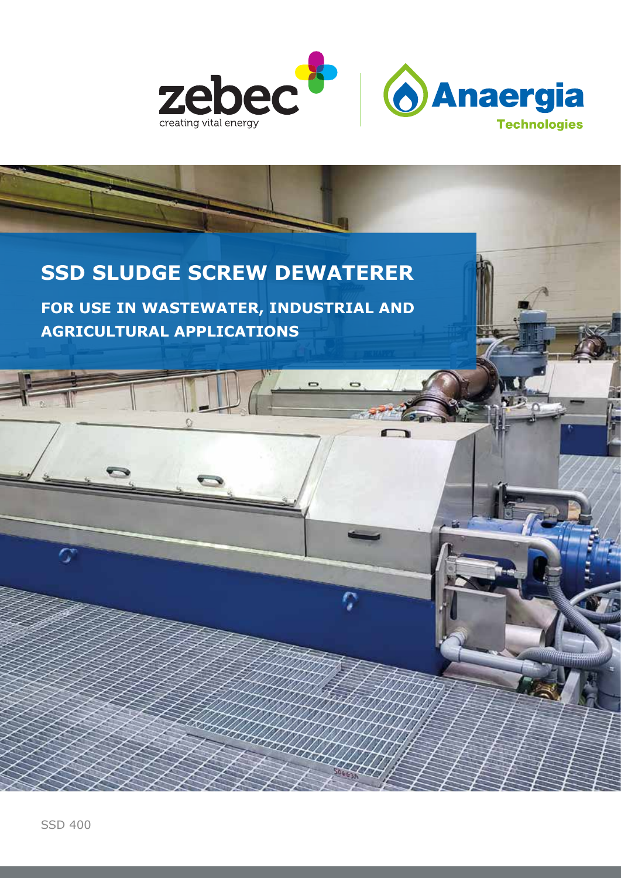zebec
creating vital energy

Anaergia
Technologies

# SSD SLUDGE SCREW DEWATERER

## FOR USE IN WASTEWATER, INDUSTRIAL AND AGRICULTURAL APPLICATIONS

SSD 400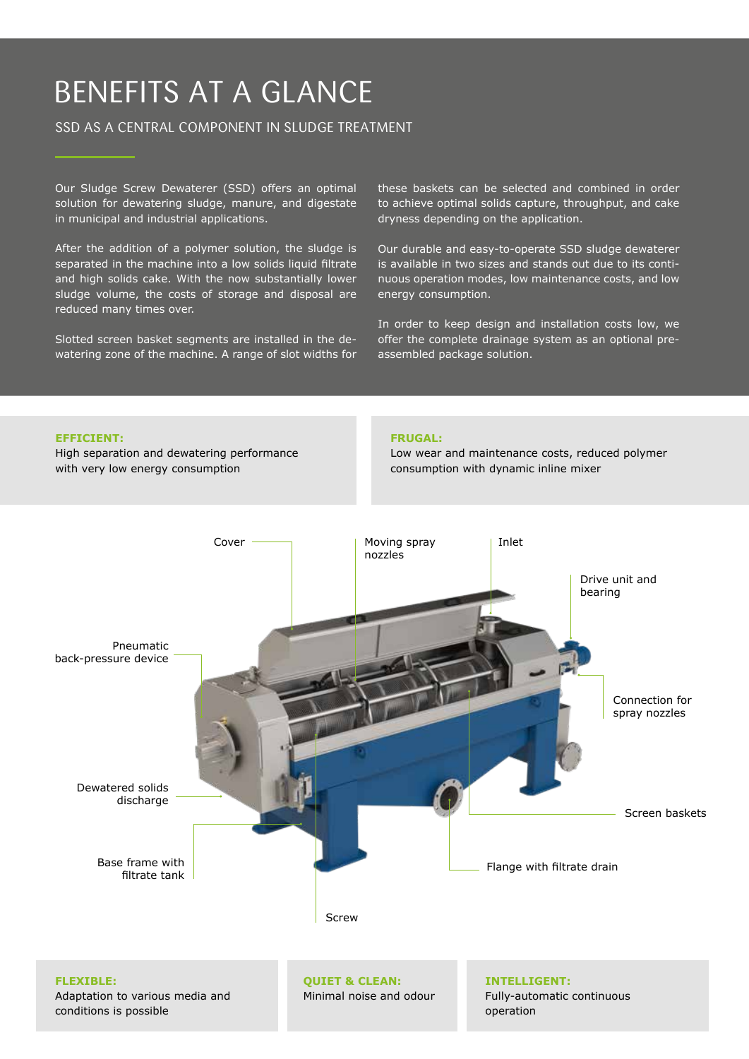# BENEFITS AT A GLANCE

## SSD AS A CENTRAL COMPONENT IN SLUDGE TREATMENT

Our Sludge Screw Dewaterer (SSD) offers an optimal solution for dewatering sludge, manure, and digestate in municipal and industrial applications.

After the addition of a polymer solution, the sludge is separated in the machine into a low solids liquid filtrate and high solids cake. With the now substantially lower sludge volume, the costs of storage and disposal are reduced many times over.

Slotted screen basket segments are installed in the dewatering zone of the machine. A range of slot widths for these baskets can be selected and combined in order to achieve optimal solids capture, throughput, and cake dryness depending on the application.

Our durable and easy-to-operate SSD sludge dewaterer is available in two sizes and stands out due to its continuous operation modes, low maintenance costs, and low energy consumption.

In order to keep design and installation costs low, we offer the complete drainage system as an optional pre-assembled package solution.

**EFFICIENT:**
High separation and dewatering performance with very low energy consumption

**FRUGAL:**
Low wear and maintenance costs, reduced polymer consumption with dynamic inline mixer

Cover

Moving spray nozzles

Inlet

Drive unit and bearing

Pneumatic back-pressure device

Connection for spray nozzles

Dewatered solids discharge

Screen baskets

Base frame with filtrate tank

Flange with filtrate drain

Screw

**FLEXIBLE:**
Adaptation to various media and conditions is possible

**QUIET & CLEAN:**
Minimal noise and odour

**INTELLIGENT:**
Fully-automatic continuous operation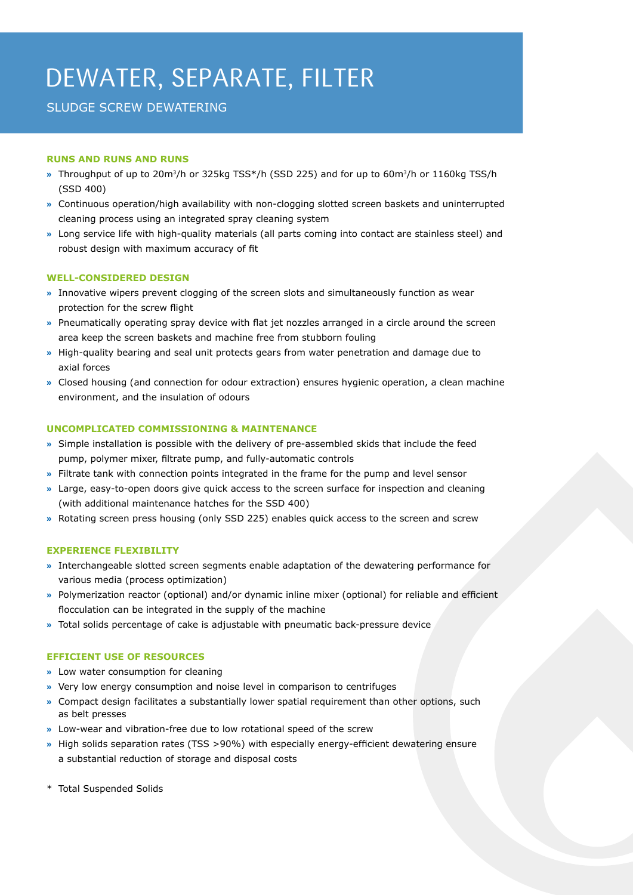# DEWATER, SEPARATE, FILTER

## SLUDGE SCREW DEWATERING

### RUNS AND RUNS AND RUNS

- Throughput of up to 20m$^3$/h or 325kg TSS*/h (SSD 225) and for up to 60m$^3$/h or 1160kg TSS/h (SSD 400)
- Continuous operation/high availability with non-clogging slotted screen baskets and uninterrupted cleaning process using an integrated spray cleaning system
- Long service life with high-quality materials (all parts coming into contact are stainless steel) and robust design with maximum accuracy of fit

### WELL-CONSIDERED DESIGN

- Innovative wipers prevent clogging of the screen slots and simultaneously function as wear protection for the screw flight
- Pneumatically operating spray device with flat jet nozzles arranged in a circle around the screen area keep the screen baskets and machine free from stubborn fouling
- High-quality bearing and seal unit protects gears from water penetration and damage due to axial forces
- Closed housing (and connection for odour extraction) ensures hygienic operation, a clean machine environment, and the insulation of odours

### UNCOMPLICATED COMMISSIONING & MAINTENANCE

- Simple installation is possible with the delivery of pre-assembled skids that include the feed pump, polymer mixer, filtrate pump, and fully-automatic controls
- Filtrate tank with connection points integrated in the frame for the pump and level sensor
- Large, easy-to-open doors give quick access to the screen surface for inspection and cleaning (with additional maintenance hatches for the SSD 400)
- Rotating screen press housing (only SSD 225) enables quick access to the screen and screw

### EXPERIENCE FLEXIBILITY

- Interchangeable slotted screen segments enable adaptation of the dewatering performance for various media (process optimization)
- Polymerization reactor (optional) and/or dynamic inline mixer (optional) for reliable and efficient flocculation can be integrated in the supply of the machine
- Total solids percentage of cake is adjustable with pneumatic back-pressure device

### EFFICIENT USE OF RESOURCES

- Low water consumption for cleaning
- Very low energy consumption and noise level in comparison to centrifuges
- Compact design facilitates a substantially lower spatial requirement than other options, such as belt presses
- Low-wear and vibration-free due to low rotational speed of the screw
- High solids separation rates (TSS >90%) with especially energy-efficient dewatering ensure a substantial reduction of storage and disposal costs

\* Total Suspended Solids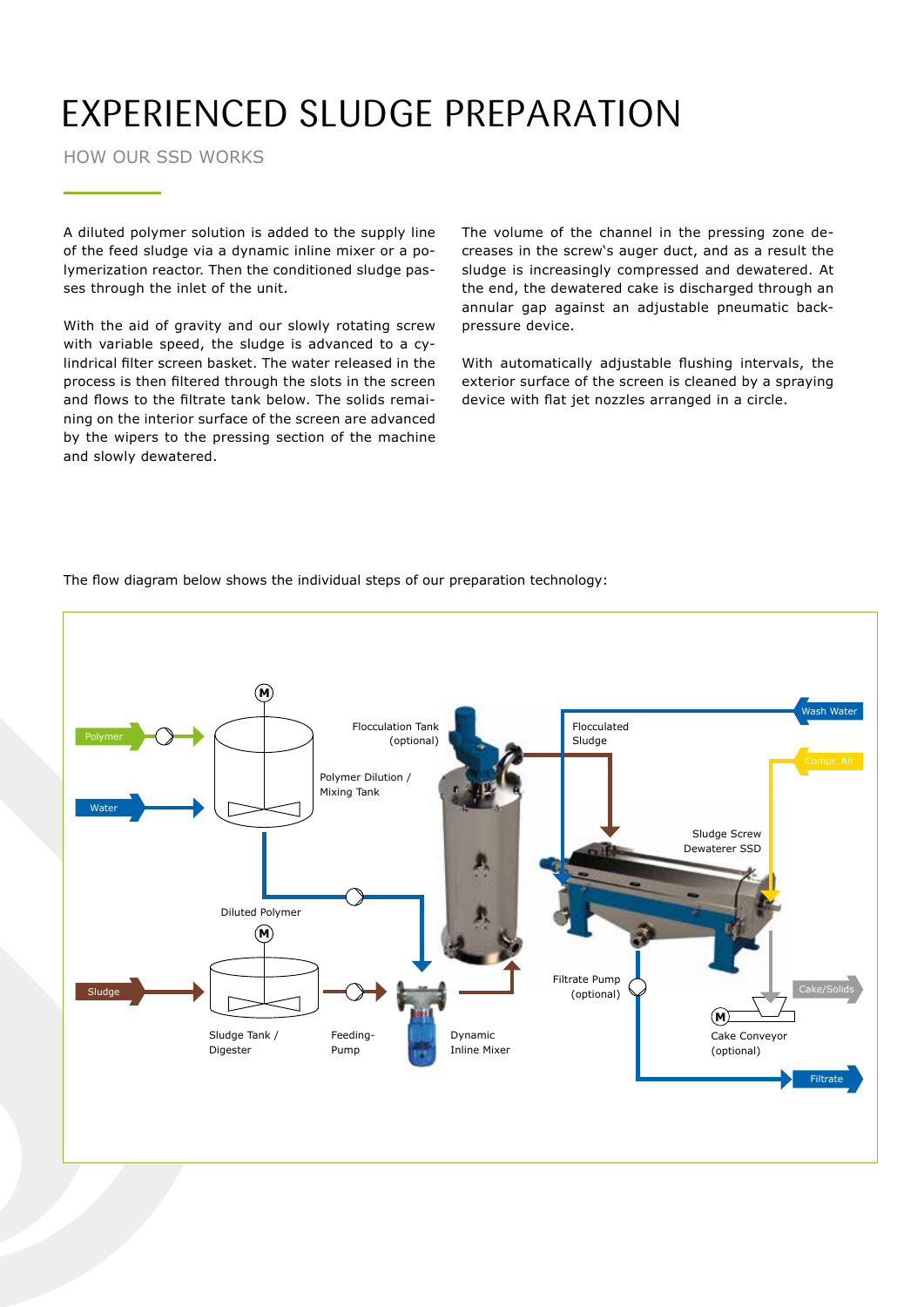// Experienced Sludge Preparation

# EXPERIENCED SLUDGE PREPARATION

## HOW OUR SSD WORKS

A diluted polymer solution is added to the supply line of the feed sludge via a dynamic inline mixer or a polymerization reactor. Then the conditioned sludge passes through the inlet of the unit.

With the aid of gravity and our slowly rotating screw with variable speed, the sludge is advanced to a cylindrical filter screen basket. The water released in the process is then filtered through the slots in the screen and flows to the filtrate tank below. The solids remaining on the interior surface of the screen are advanced by the wipers to the pressing section of the machine and slowly dewatered.

The volume of the channel in the pressing zone decreases in the screw's auger duct, and as a result the sludge is increasingly compressed and dewatered. At the end, the dewatered cake is discharged through an annular gap against an adjustable pneumatic back-pressure device.

With automatically adjustable flushing intervals, the exterior surface of the screen is cleaned by a spraying device with flat jet nozzles arranged in a circle.

The flow diagram below shows the individual steps of our preparation technology:

Polymer
Water
Polymer Dilution / Mixing Tank
Flocculation Tank (optional)
Flocculated Sludge
Wash Water
Compr. Air
Sludge Screw Dewaterer SSD
Diluted Polymer
Sludge
Sludge Tank / Digester
Feeding-Pump
Dynamic Inline Mixer
Filtrate Pump (optional)
Cake/Solids
Cake Conveyor (optional)
Filtrate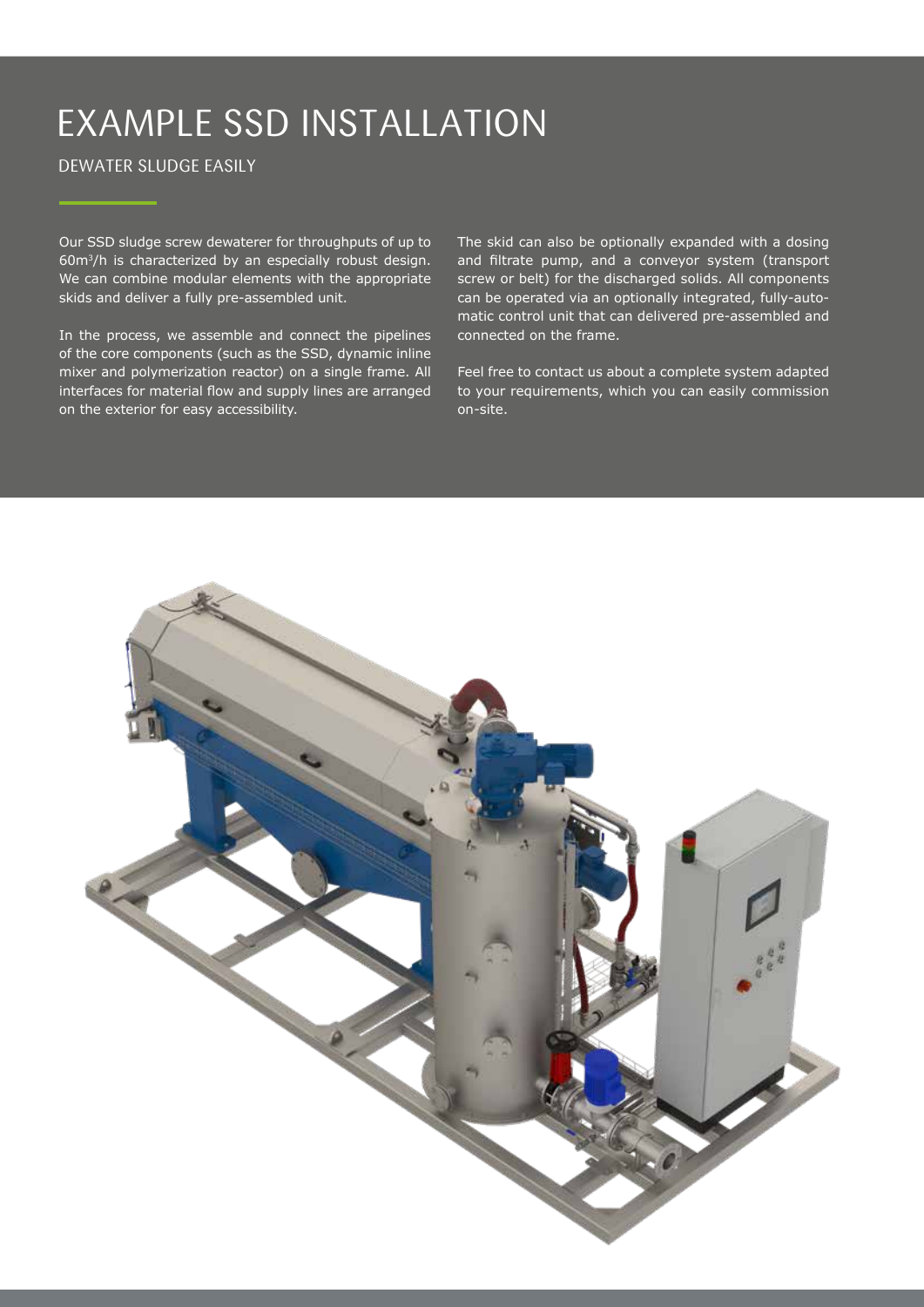# EXAMPLE SSD INSTALLATION

## DEWATER SLUDGE EASILY

Our SSD sludge screw dewaterer for throughputs of up to 60m³/h is characterized by an especially robust design. We can combine modular elements with the appropriate skids and deliver a fully pre-assembled unit.

In the process, we assemble and connect the pipelines of the core components (such as the SSD, dynamic inline mixer and polymerization reactor) on a single frame. All interfaces for material flow and supply lines are arranged on the exterior for easy accessibility.

The skid can also be optionally expanded with a dosing and filtrate pump, and a conveyor system (transport screw or belt) for the discharged solids. All components can be operated via an optionally integrated, fully-automatic control unit that can delivered pre-assembled and connected on the frame.

Feel free to contact us about a complete system adapted to your requirements, which you can easily commission on-site.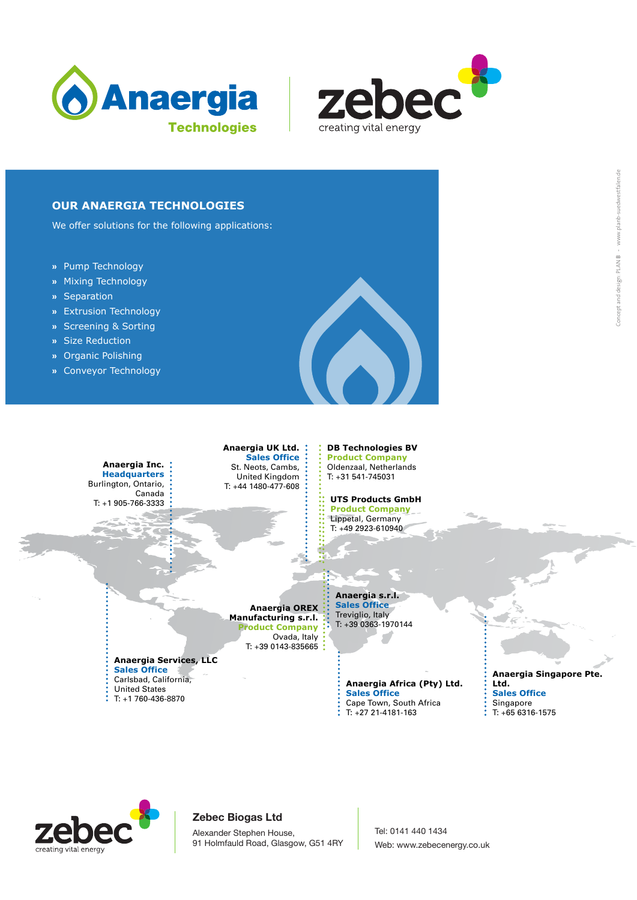Anaergia Technologies

zebec
creating vital energy

## OUR ANAERGIA TECHNOLOGIES

We offer solutions for the following applications:

- » Pump Technology
- » Mixing Technology
- » Separation
- » Extrusion Technology
- » Screening & Sorting
- » Size Reduction
- » Organic Polishing
- » Conveyor Technology

**Anaergia Inc.**
**Headquarters**
Burlington, Ontario, Canada
T: +1 905-766-3333

**Anaergia UK Ltd.**
**Sales Office**
St. Neots, Cambs, United Kingdom
T: +44 1480-477-608

**DB Technologies BV**
**Product Company**
Oldenzaal, Netherlands
T: +31 541-745031

**UTS Products GmbH**
**Product Company**
Lippetal, Germany
T: +49 2923-610940

**Anaergia s.r.l.**
**Sales Office**
Treviglio, Italy
T: +39 0363-1970144

**Anaergia OREX Manufacturing s.r.l.**
**Product Company**
Ovada, Italy
T: +39 0143-835665

**Anaergia Services, LLC**
**Sales Office**
Carlsbad, California, United States
T: +1 760-436-8870

**Anaergia Africa (Pty) Ltd.**
**Sales Office**
Cape Town, South Africa
T: +27 21-4181-163

**Anaergia Singapore Pte. Ltd.**
**Sales Office**
Singapore
T: +65 6316-1575

Concept and design: PLAN B - www.planb-suedwestfalen.de

zebec
creating vital energy

**Zebec Biogas Ltd**
Alexander Stephen House,
91 Holmfauld Road, Glasgow, G51 4RY

Tel: 0141 440 1434
Web: www.zebecenergy.co.uk